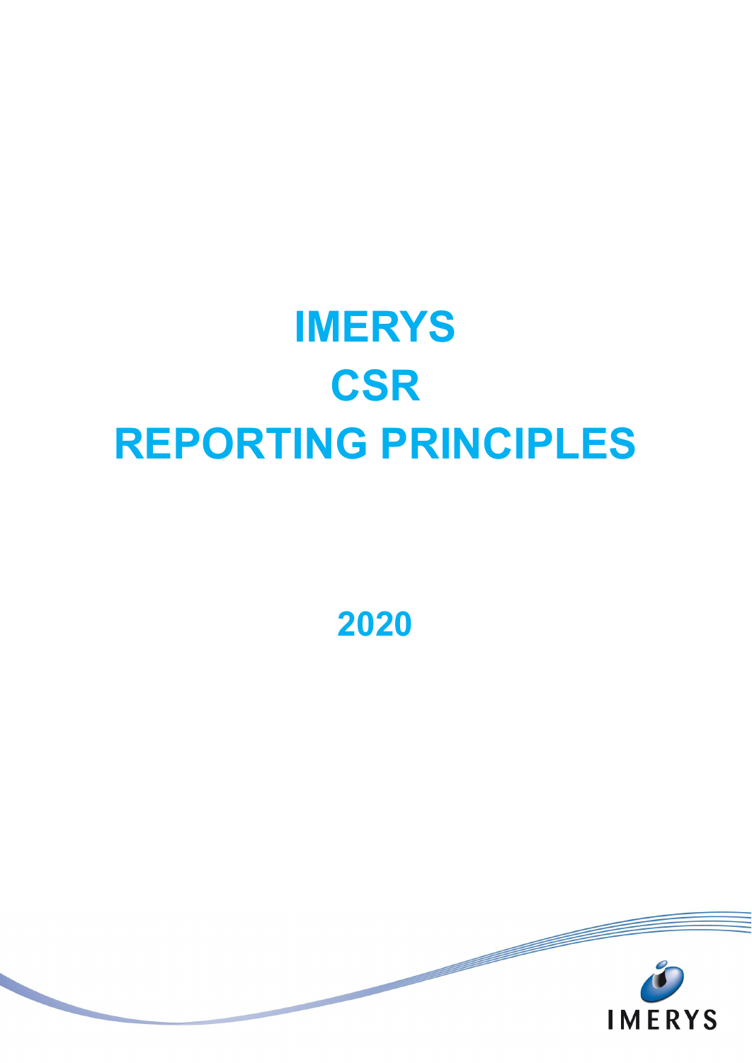# IMERYS

# CSR

# REPORTING PRINCIPLES

## 2020

IMERYS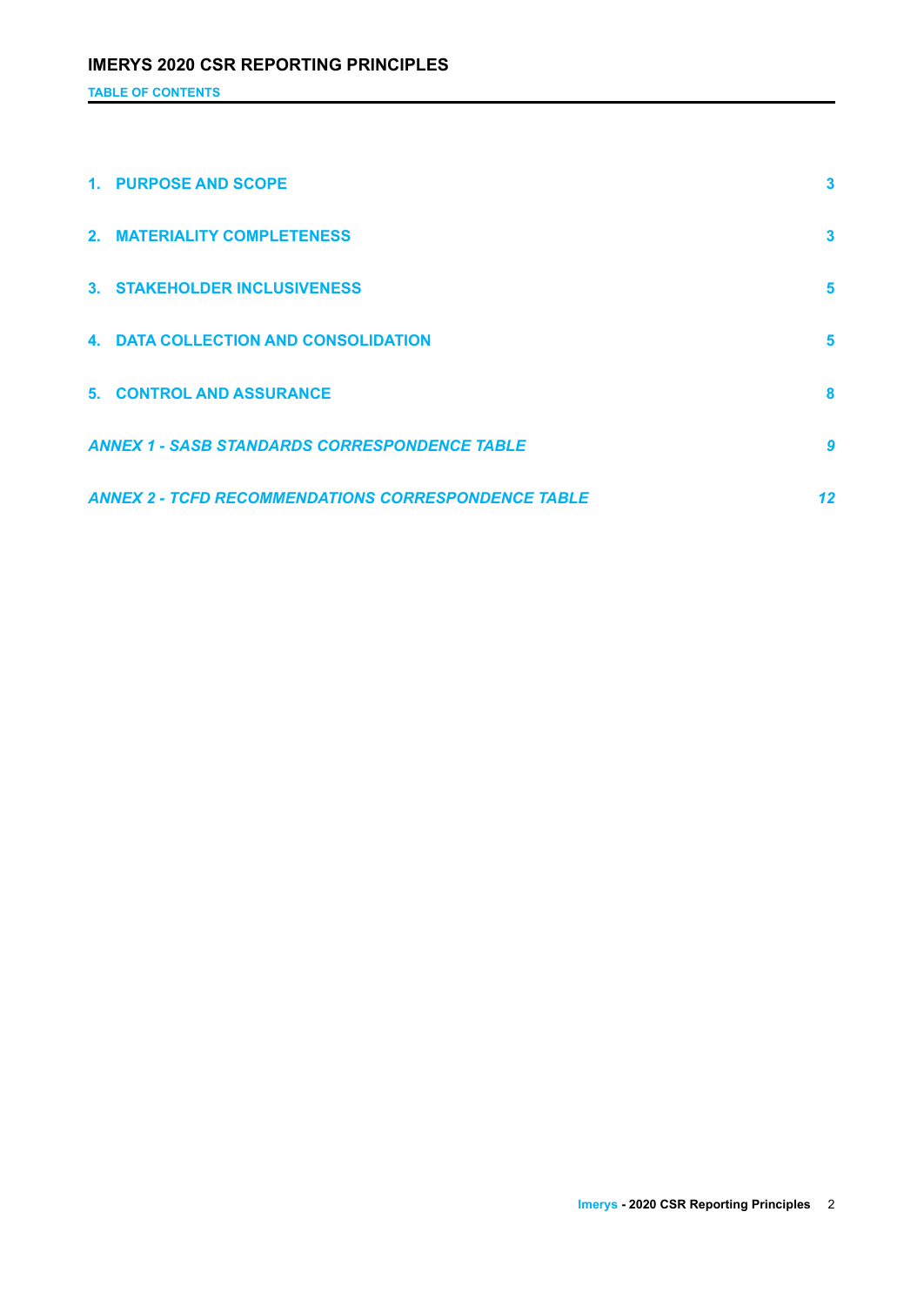# IMERYS 2020 CSR REPORTING PRINCIPLES

**TABLE OF CONTENTS**

| | |
|---|---|
| **1. PURPOSE AND SCOPE** | **3** |
| **2. MATERIALITY COMPLETENESS** | **3** |
| **3. STAKEHOLDER INCLUSIVENESS** | **5** |
| **4. DATA COLLECTION AND CONSOLIDATION** | **5** |
| **5. CONTROL AND ASSURANCE** | **8** |
| ***ANNEX 1 - SASB STANDARDS CORRESPONDENCE TABLE*** | ***9*** |
| ***ANNEX 2 - TCFD RECOMMENDATIONS CORRESPONDENCE TABLE*** | ***12*** |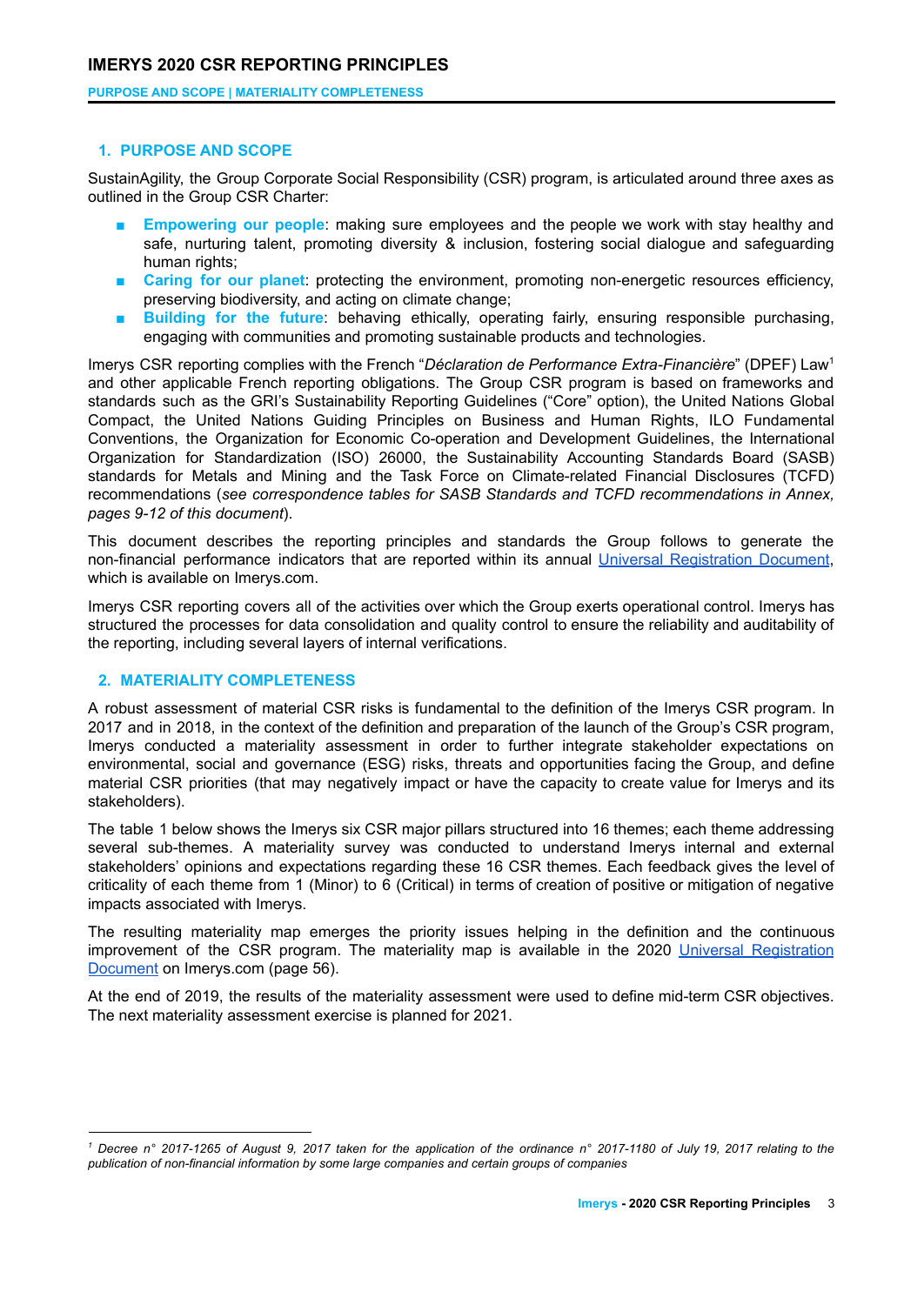## 1. PURPOSE AND SCOPE

SustainAgility, the Group Corporate Social Responsibility (CSR) program, is articulated around three axes as outlined in the Group CSR Charter:

- **Empowering our people**: making sure employees and the people we work with stay healthy and safe, nurturing talent, promoting diversity & inclusion, fostering social dialogue and safeguarding human rights;
- **Caring for our planet**: protecting the environment, promoting non-energetic resources efficiency, preserving biodiversity, and acting on climate change;
- **Building for the future**: behaving ethically, operating fairly, ensuring responsible purchasing, engaging with communities and promoting sustainable products and technologies.

Imerys CSR reporting complies with the French "*Déclaration de Performance Extra-Financière*" (DPEF) Law[1] and other applicable French reporting obligations. The Group CSR program is based on frameworks and standards such as the GRI's Sustainability Reporting Guidelines ("Core" option), the United Nations Global Compact, the United Nations Guiding Principles on Business and Human Rights, ILO Fundamental Conventions, the Organization for Economic Co-operation and Development Guidelines, the International Organization for Standardization (ISO) 26000, the Sustainability Accounting Standards Board (SASB) standards for Metals and Mining and the Task Force on Climate-related Financial Disclosures (TCFD) recommendations (*see correspondence tables for SASB Standards and TCFD recommendations in Annex, pages 9-12 of this document*).

This document describes the reporting principles and standards the Group follows to generate the non-financial performance indicators that are reported within its annual Universal Registration Document, which is available on Imerys.com.

Imerys CSR reporting covers all of the activities over which the Group exerts operational control. Imerys has structured the processes for data consolidation and quality control to ensure the reliability and auditability of the reporting, including several layers of internal verifications.

## 2. MATERIALITY COMPLETENESS

A robust assessment of material CSR risks is fundamental to the definition of the Imerys CSR program. In 2017 and in 2018, in the context of the definition and preparation of the launch of the Group's CSR program, Imerys conducted a materiality assessment in order to further integrate stakeholder expectations on environmental, social and governance (ESG) risks, threats and opportunities facing the Group, and define material CSR priorities (that may negatively impact or have the capacity to create value for Imerys and its stakeholders).

The table 1 below shows the Imerys six CSR major pillars structured into 16 themes; each theme addressing several sub-themes. A materiality survey was conducted to understand Imerys internal and external stakeholders' opinions and expectations regarding these 16 CSR themes. Each feedback gives the level of criticality of each theme from 1 (Minor) to 6 (Critical) in terms of creation of positive or mitigation of negative impacts associated with Imerys.

The resulting materiality map emerges the priority issues helping in the definition and the continuous improvement of the CSR program. The materiality map is available in the 2020 Universal Registration Document on Imerys.com (page 56).

At the end of 2019, the results of the materiality assessment were used to define mid-term CSR objectives. The next materiality assessment exercise is planned for 2021.

---

[1] *Decree n° 2017-1265 of August 9, 2017 taken for the application of the ordinance n° 2017-1180 of July 19, 2017 relating to the publication of non-financial information by some large companies and certain groups of companies*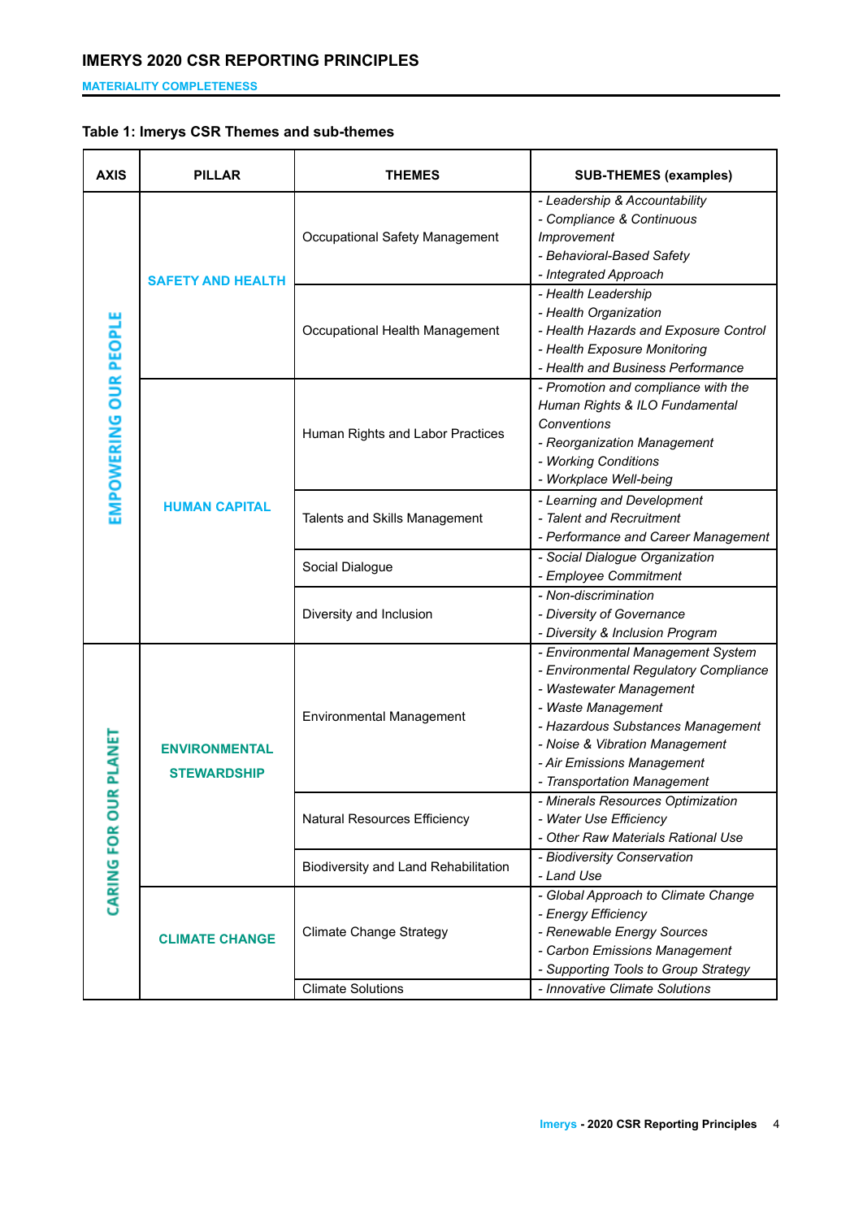**Table 1: Imerys CSR Themes and sub-themes**

| AXIS | PILLAR | THEMES | SUB-THEMES (examples) |
|---|---|---|---|
| EMPOWERING OUR PEOPLE | SAFETY AND HEALTH | Occupational Safety Management | *- Leadership & Accountability*<br>*- Compliance & Continuous Improvement*<br>*- Behavioral-Based Safety*<br>*- Integrated Approach* |
| | | Occupational Health Management | *- Health Leadership*<br>*- Health Organization*<br>*- Health Hazards and Exposure Control*<br>*- Health Exposure Monitoring*<br>*- Health and Business Performance* |
| | HUMAN CAPITAL | Human Rights and Labor Practices | *- Promotion and compliance with the Human Rights & ILO Fundamental Conventions*<br>*- Reorganization Management*<br>*- Working Conditions*<br>*- Workplace Well-being* |
| | | Talents and Skills Management | *- Learning and Development*<br>*- Talent and Recruitment*<br>*- Performance and Career Management* |
| | | Social Dialogue | *- Social Dialogue Organization*<br>*- Employee Commitment* |
| | | Diversity and Inclusion | *- Non-discrimination*<br>*- Diversity of Governance*<br>*- Diversity & Inclusion Program* |
| CARING FOR OUR PLANET | ENVIRONMENTAL STEWARDSHIP | Environmental Management | *- Environmental Management System*<br>*- Environmental Regulatory Compliance*<br>*- Wastewater Management*<br>*- Waste Management*<br>*- Hazardous Substances Management*<br>*- Noise & Vibration Management*<br>*- Air Emissions Management*<br>*- Transportation Management* |
| | | Natural Resources Efficiency | *- Minerals Resources Optimization*<br>*- Water Use Efficiency*<br>*- Other Raw Materials Rational Use* |
| | | Biodiversity and Land Rehabilitation | *- Biodiversity Conservation*<br>*- Land Use* |
| | CLIMATE CHANGE | Climate Change Strategy | *- Global Approach to Climate Change*<br>*- Energy Efficiency*<br>*- Renewable Energy Sources*<br>*- Carbon Emissions Management*<br>*- Supporting Tools to Group Strategy* |
| | | Climate Solutions | *- Innovative Climate Solutions* |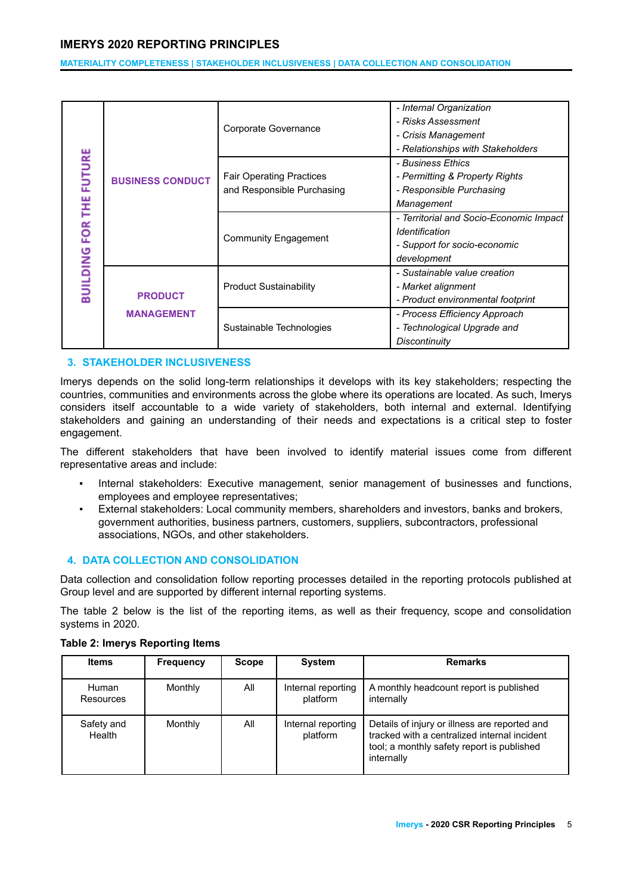| | | | |
|---|---|---|---|
| BUILDING FOR THE FUTURE | BUSINESS CONDUCT | Corporate Governance | - *Internal Organization*<br>- *Risks Assessment*<br>- *Crisis Management*<br>- *Relationships with Stakeholders* |
| | | Fair Operating Practices and Responsible Purchasing | - *Business Ethics*<br>- *Permitting & Property Rights*<br>- *Responsible Purchasing Management* |
| | | Community Engagement | - *Territorial and Socio-Economic Impact Identification*<br>- *Support for socio-economic development* |
| | PRODUCT MANAGEMENT | Product Sustainability | - *Sustainable value creation*<br>- *Market alignment*<br>- *Product environmental footprint* |
| | | Sustainable Technologies | - *Process Efficiency Approach*<br>- *Technological Upgrade and Discontinuity* |

## 3. STAKEHOLDER INCLUSIVENESS

Imerys depends on the solid long-term relationships it develops with its key stakeholders; respecting the countries, communities and environments across the globe where its operations are located. As such, Imerys considers itself accountable to a wide variety of stakeholders, both internal and external. Identifying stakeholders and gaining an understanding of their needs and expectations is a critical step to foster engagement.

The different stakeholders that have been involved to identify material issues come from different representative areas and include:

- Internal stakeholders: Executive management, senior management of businesses and functions, employees and employee representatives;
- External stakeholders: Local community members, shareholders and investors, banks and brokers, government authorities, business partners, customers, suppliers, subcontractors, professional associations, NGOs, and other stakeholders.

## 4. DATA COLLECTION AND CONSOLIDATION

Data collection and consolidation follow reporting processes detailed in the reporting protocols published at Group level and are supported by different internal reporting systems.

The table 2 below is the list of the reporting items, as well as their frequency, scope and consolidation systems in 2020.

**Table 2: Imerys Reporting Items**

| Items | Frequency | Scope | System | Remarks |
|---|---|---|---|---|
| Human Resources | Monthly | All | Internal reporting platform | A monthly headcount report is published internally |
| Safety and Health | Monthly | All | Internal reporting platform | Details of injury or illness are reported and tracked with a centralized internal incident tool; a monthly safety report is published internally |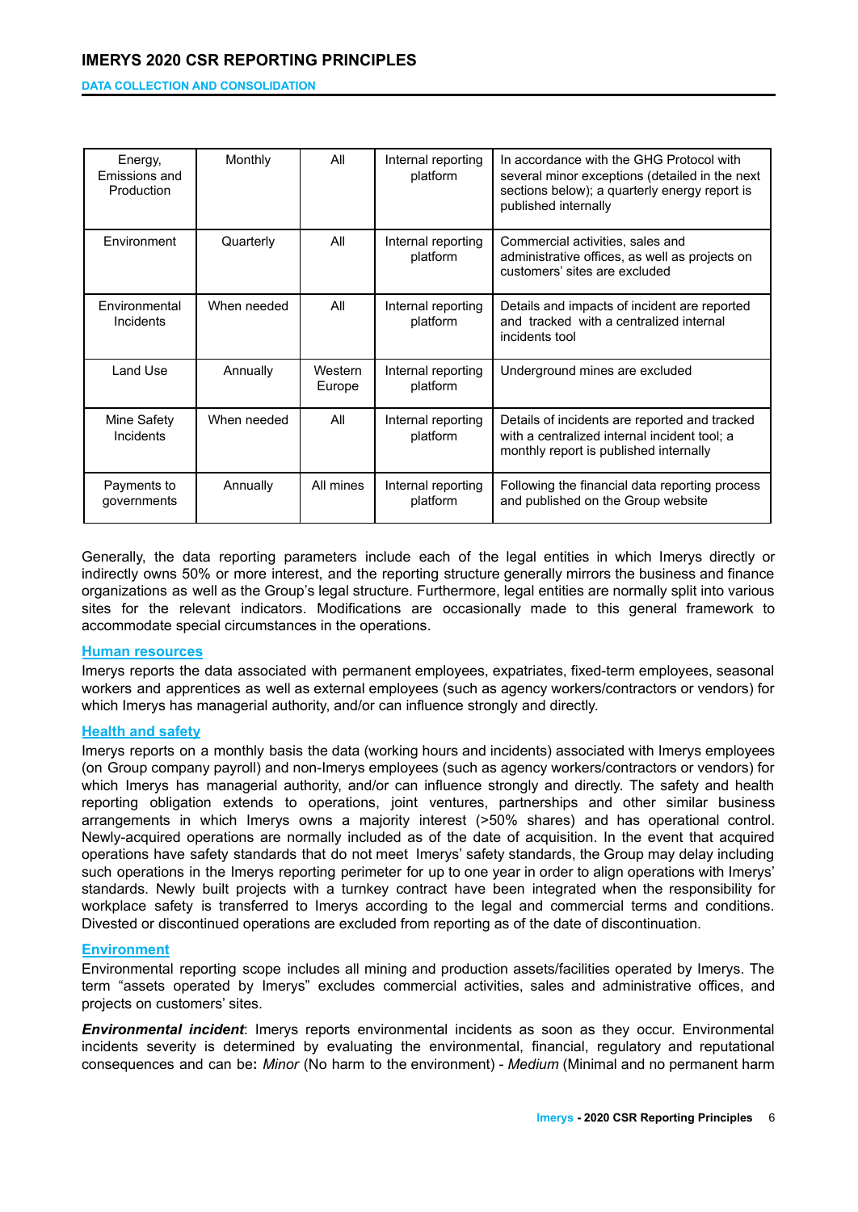| Energy, Emissions and Production | Monthly | All | Internal reporting platform | In accordance with the GHG Protocol with several minor exceptions (detailed in the next sections below); a quarterly energy report is published internally |
|---|---|---|---|---|
| Environment | Quarterly | All | Internal reporting platform | Commercial activities, sales and administrative offices, as well as projects on customers' sites are excluded |
| Environmental Incidents | When needed | All | Internal reporting platform | Details and impacts of incident are reported and tracked with a centralized internal incidents tool |
| Land Use | Annually | Western Europe | Internal reporting platform | Underground mines are excluded |
| Mine Safety Incidents | When needed | All | Internal reporting platform | Details of incidents are reported and tracked with a centralized internal incident tool; a monthly report is published internally |
| Payments to governments | Annually | All mines | Internal reporting platform | Following the financial data reporting process and published on the Group website |

Generally, the data reporting parameters include each of the legal entities in which Imerys directly or indirectly owns 50% or more interest, and the reporting structure generally mirrors the business and finance organizations as well as the Group's legal structure. Furthermore, legal entities are normally split into various sites for the relevant indicators. Modifications are occasionally made to this general framework to accommodate special circumstances in the operations.

### Human resources

Imerys reports the data associated with permanent employees, expatriates, fixed-term employees, seasonal workers and apprentices as well as external employees (such as agency workers/contractors or vendors) for which Imerys has managerial authority, and/or can influence strongly and directly.

### Health and safety

Imerys reports on a monthly basis the data (working hours and incidents) associated with Imerys employees (on Group company payroll) and non-Imerys employees (such as agency workers/contractors or vendors) for which Imerys has managerial authority, and/or can influence strongly and directly. The safety and health reporting obligation extends to operations, joint ventures, partnerships and other similar business arrangements in which Imerys owns a majority interest (>50% shares) and has operational control. Newly-acquired operations are normally included as of the date of acquisition. In the event that acquired operations have safety standards that do not meet Imerys' safety standards, the Group may delay including such operations in the Imerys reporting perimeter for up to one year in order to align operations with Imerys' standards. Newly built projects with a turnkey contract have been integrated when the responsibility for workplace safety is transferred to Imerys according to the legal and commercial terms and conditions. Divested or discontinued operations are excluded from reporting as of the date of discontinuation.

### Environment

Environmental reporting scope includes all mining and production assets/facilities operated by Imerys. The term "assets operated by Imerys" excludes commercial activities, sales and administrative offices, and projects on customers' sites.

***Environmental incident***: Imerys reports environmental incidents as soon as they occur. Environmental incidents severity is determined by evaluating the environmental, financial, regulatory and reputational consequences and can be**:** *Minor* (No harm to the environment) - *Medium* (Minimal and no permanent harm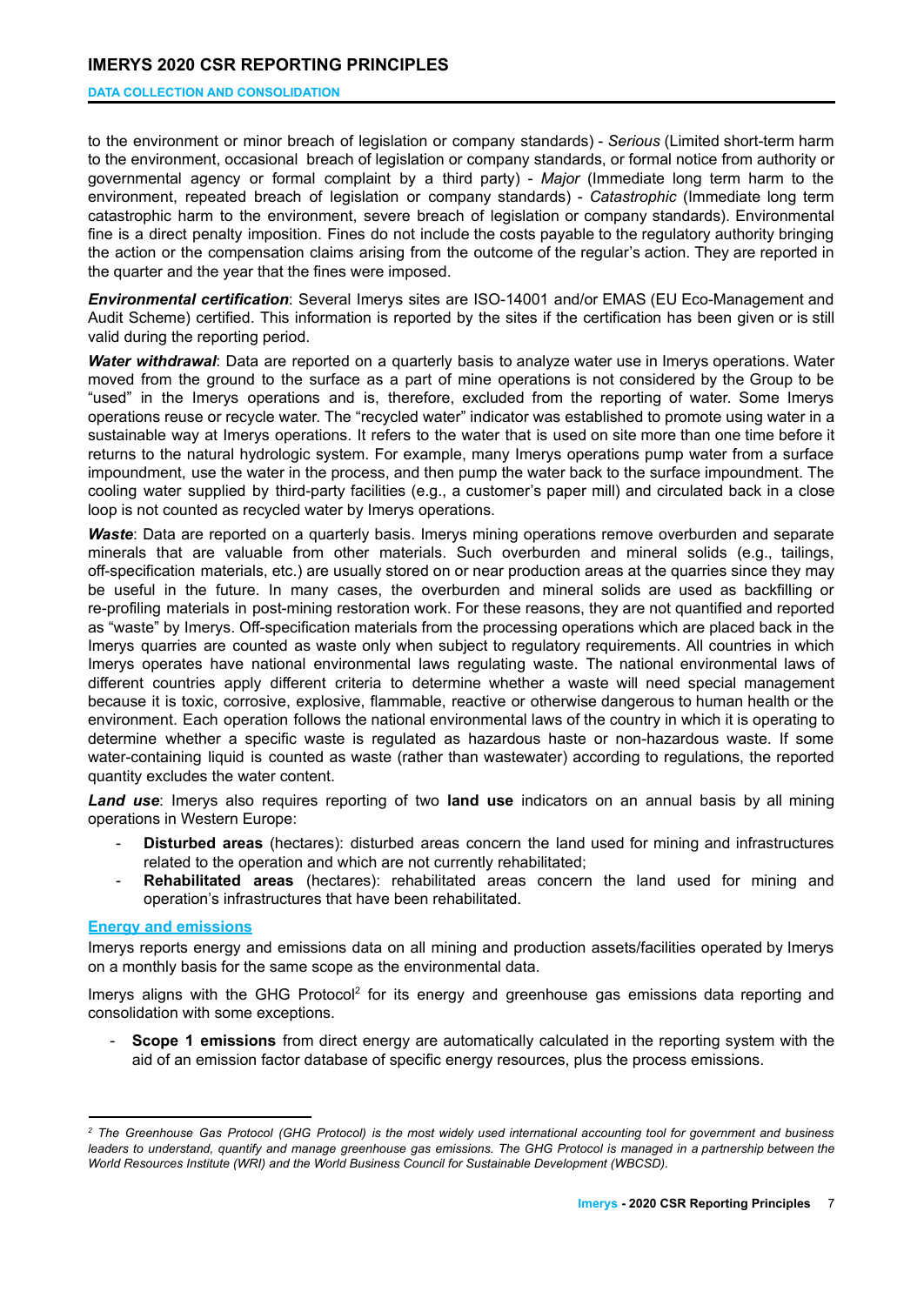to the environment or minor breach of legislation or company standards) - *Serious* (Limited short-term harm to the environment, occasional breach of legislation or company standards, or formal notice from authority or governmental agency or formal complaint by a third party) - *Major* (Immediate long term harm to the environment, repeated breach of legislation or company standards) - *Catastrophic* (Immediate long term catastrophic harm to the environment, severe breach of legislation or company standards). Environmental fine is a direct penalty imposition. Fines do not include the costs payable to the regulatory authority bringing the action or the compensation claims arising from the outcome of the regular's action. They are reported in the quarter and the year that the fines were imposed.

***Environmental certification***: Several Imerys sites are ISO-14001 and/or EMAS (EU Eco-Management and Audit Scheme) certified. This information is reported by the sites if the certification has been given or is still valid during the reporting period.

***Water withdrawal***: Data are reported on a quarterly basis to analyze water use in Imerys operations. Water moved from the ground to the surface as a part of mine operations is not considered by the Group to be "used" in the Imerys operations and is, therefore, excluded from the reporting of water. Some Imerys operations reuse or recycle water. The "recycled water" indicator was established to promote using water in a sustainable way at Imerys operations. It refers to the water that is used on site more than one time before it returns to the natural hydrologic system. For example, many Imerys operations pump water from a surface impoundment, use the water in the process, and then pump the water back to the surface impoundment. The cooling water supplied by third-party facilities (e.g., a customer's paper mill) and circulated back in a close loop is not counted as recycled water by Imerys operations.

***Waste***: Data are reported on a quarterly basis. Imerys mining operations remove overburden and separate minerals that are valuable from other materials. Such overburden and mineral solids (e.g., tailings, off-specification materials, etc.) are usually stored on or near production areas at the quarries since they may be useful in the future. In many cases, the overburden and mineral solids are used as backfilling or re-profiling materials in post-mining restoration work. For these reasons, they are not quantified and reported as "waste" by Imerys. Off-specification materials from the processing operations which are placed back in the Imerys quarries are counted as waste only when subject to regulatory requirements. All countries in which Imerys operates have national environmental laws regulating waste. The national environmental laws of different countries apply different criteria to determine whether a waste will need special management because it is toxic, corrosive, explosive, flammable, reactive or otherwise dangerous to human health or the environment. Each operation follows the national environmental laws of the country in which it is operating to determine whether a specific waste is regulated as hazardous haste or non-hazardous waste. If some water-containing liquid is counted as waste (rather than wastewater) according to regulations, the reported quantity excludes the water content.

***Land use***: Imerys also requires reporting of two **land use** indicators on an annual basis by all mining operations in Western Europe:

- **Disturbed areas** (hectares): disturbed areas concern the land used for mining and infrastructures related to the operation and which are not currently rehabilitated;
- **Rehabilitated areas** (hectares): rehabilitated areas concern the land used for mining and operation's infrastructures that have been rehabilitated.

### Energy and emissions

Imerys reports energy and emissions data on all mining and production assets/facilities operated by Imerys on a monthly basis for the same scope as the environmental data.

Imerys aligns with the GHG Protocol[2] for its energy and greenhouse gas emissions data reporting and consolidation with some exceptions.

- **Scope 1 emissions** from direct energy are automatically calculated in the reporting system with the aid of an emission factor database of specific energy resources, plus the process emissions.

---

[2] *The Greenhouse Gas Protocol (GHG Protocol) is the most widely used international accounting tool for government and business leaders to understand, quantify and manage greenhouse gas emissions. The GHG Protocol is managed in a partnership between the World Resources Institute (WRI) and the World Business Council for Sustainable Development (WBCSD).*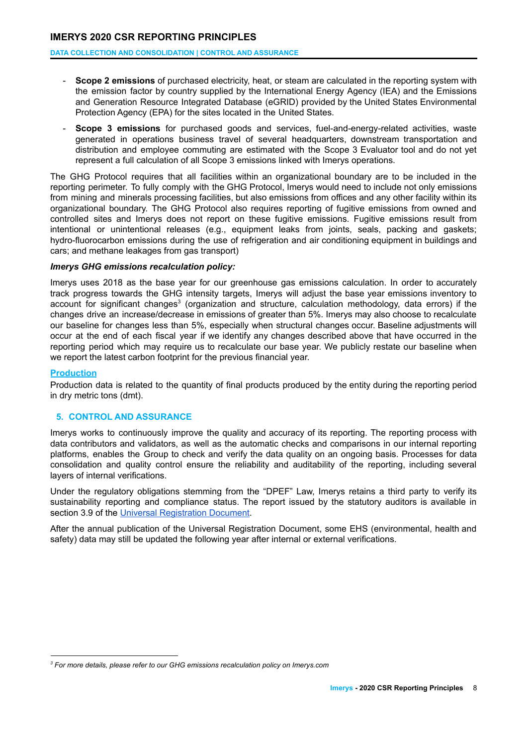- **Scope 2 emissions** of purchased electricity, heat, or steam are calculated in the reporting system with the emission factor by country supplied by the International Energy Agency (IEA) and the Emissions and Generation Resource Integrated Database (eGRID) provided by the United States Environmental Protection Agency (EPA) for the sites located in the United States.
- **Scope 3 emissions** for purchased goods and services, fuel-and-energy-related activities, waste generated in operations business travel of several headquarters, downstream transportation and distribution and employee commuting are estimated with the Scope 3 Evaluator tool and do not yet represent a full calculation of all Scope 3 emissions linked with Imerys operations.

The GHG Protocol requires that all facilities within an organizational boundary are to be included in the reporting perimeter. To fully comply with the GHG Protocol, Imerys would need to include not only emissions from mining and minerals processing facilities, but also emissions from offices and any other facility within its organizational boundary. The GHG Protocol also requires reporting of fugitive emissions from owned and controlled sites and Imerys does not report on these fugitive emissions. Fugitive emissions result from intentional or unintentional releases (e.g., equipment leaks from joints, seals, packing and gaskets; hydro-fluorocarbon emissions during the use of refrigeration and air conditioning equipment in buildings and cars; and methane leakages from gas transport)

***Imerys GHG emissions recalculation policy:***

Imerys uses 2018 as the base year for our greenhouse gas emissions calculation. In order to accurately track progress towards the GHG intensity targets, Imerys will adjust the base year emissions inventory to account for significant changes[3] (organization and structure, calculation methodology, data errors) if the changes drive an increase/decrease in emissions of greater than 5%. Imerys may also choose to recalculate our baseline for changes less than 5%, especially when structural changes occur. Baseline adjustments will occur at the end of each fiscal year if we identify any changes described above that have occurred in the reporting period which may require us to recalculate our base year. We publicly restate our baseline when we report the latest carbon footprint for the previous financial year.

**Production**

Production data is related to the quantity of final products produced by the entity during the reporting period in dry metric tons (dmt).

## 5. CONTROL AND ASSURANCE

Imerys works to continuously improve the quality and accuracy of its reporting. The reporting process with data contributors and validators, as well as the automatic checks and comparisons in our internal reporting platforms, enables the Group to check and verify the data quality on an ongoing basis. Processes for data consolidation and quality control ensure the reliability and auditability of the reporting, including several layers of internal verifications.

Under the regulatory obligations stemming from the "DPEF" Law, Imerys retains a third party to verify its sustainability reporting and compliance status. The report issued by the statutory auditors is available in section 3.9 of the Universal Registration Document.

After the annual publication of the Universal Registration Document, some EHS (environmental, health and safety) data may still be updated the following year after internal or external verifications.

---

[3] *For more details, please refer to our GHG emissions recalculation policy on Imerys.com*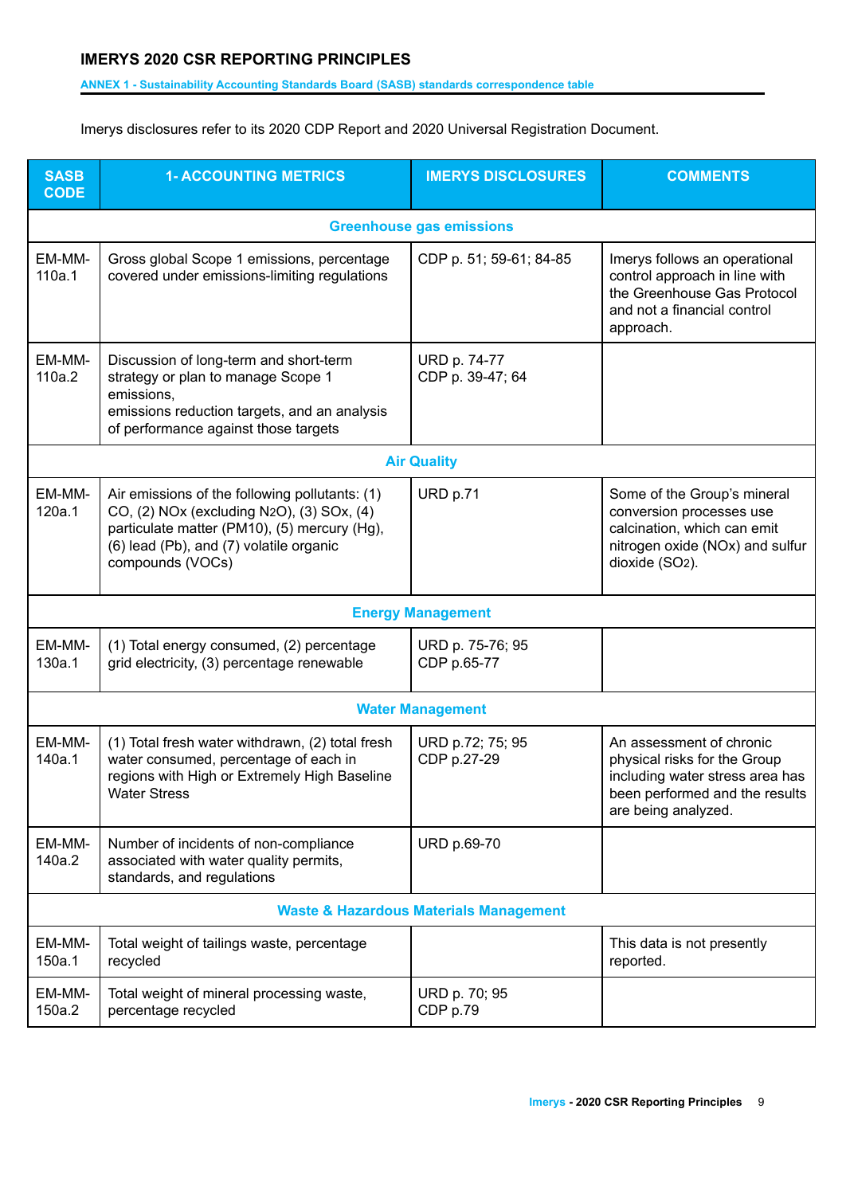**IMERYS 2020 CSR REPORTING PRINCIPLES**

**ANNEX 1 - Sustainability Accounting Standards Board (SASB) standards correspondence table**

Imerys disclosures refer to its 2020 CDP Report and 2020 Universal Registration Document.

| SASB CODE | 1- ACCOUNTING METRICS | IMERYS DISCLOSURES | COMMENTS |
|---|---|---|---|
| | **Greenhouse gas emissions** | | |
| EM-MM-110a.1 | Gross global Scope 1 emissions, percentage covered under emissions-limiting regulations | CDP p. 51; 59-61; 84-85 | Imerys follows an operational control approach in line with the Greenhouse Gas Protocol and not a financial control approach. |
| EM-MM-110a.2 | Discussion of long-term and short-term strategy or plan to manage Scope 1 emissions, emissions reduction targets, and an analysis of performance against those targets | URD p. 74-77<br>CDP p. 39-47; 64 | |
| | **Air Quality** | | |
| EM-MM-120a.1 | Air emissions of the following pollutants: (1) CO, (2) NOx (excluding $N_2O$), (3) SOx, (4) particulate matter (PM10), (5) mercury (Hg), (6) lead (Pb), and (7) volatile organic compounds (VOCs) | URD p.71 | Some of the Group's mineral conversion processes use calcination, which can emit nitrogen oxide (NOx) and sulfur dioxide ($SO_2$). |
| | **Energy Management** | | |
| EM-MM-130a.1 | (1) Total energy consumed, (2) percentage grid electricity, (3) percentage renewable | URD p. 75-76; 95<br>CDP p.65-77 | |
| | **Water Management** | | |
| EM-MM-140a.1 | (1) Total fresh water withdrawn, (2) total fresh water consumed, percentage of each in regions with High or Extremely High Baseline Water Stress | URD p.72; 75; 95<br>CDP p.27-29 | An assessment of chronic physical risks for the Group including water stress area has been performed and the results are being analyzed. |
| EM-MM-140a.2 | Number of incidents of non-compliance associated with water quality permits, standards, and regulations | URD p.69-70 | |
| | **Waste & Hazardous Materials Management** | | |
| EM-MM-150a.1 | Total weight of tailings waste, percentage recycled | | This data is not presently reported. |
| EM-MM-150a.2 | Total weight of mineral processing waste, percentage recycled | URD p. 70; 95<br>CDP p.79 | |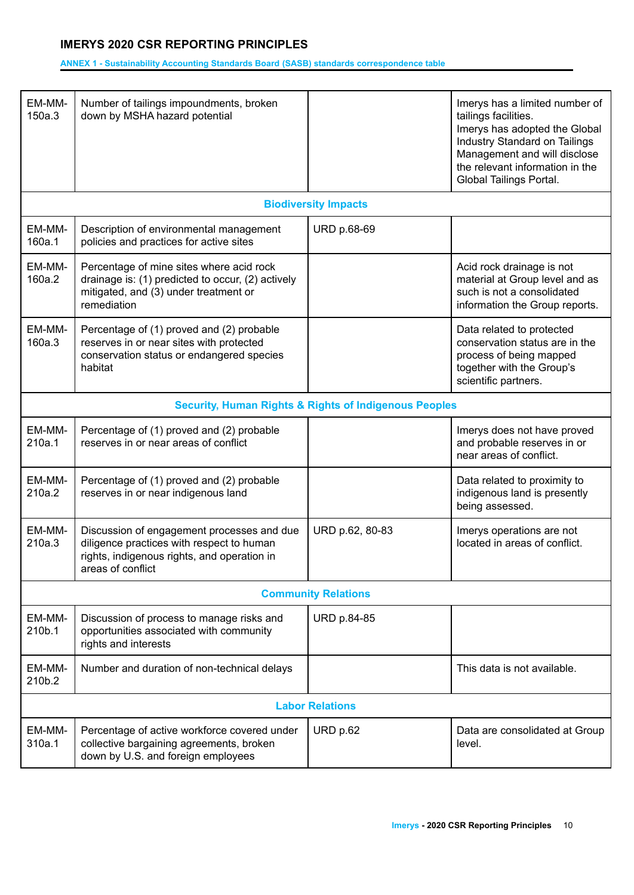## ANNEX 1 - Sustainability Accounting Standards Board (SASB) standards correspondence table

| | | | |
|---|---|---|---|
| EM-MM-150a.3 | Number of tailings impoundments, broken down by MSHA hazard potential | | Imerys has a limited number of tailings facilities. Imerys has adopted the Global Industry Standard on Tailings Management and will disclose the relevant information in the Global Tailings Portal. |
| **Biodiversity Impacts** | | | |
| EM-MM-160a.1 | Description of environmental management policies and practices for active sites | URD p.68-69 | |
| EM-MM-160a.2 | Percentage of mine sites where acid rock drainage is: (1) predicted to occur, (2) actively mitigated, and (3) under treatment or remediation | | Acid rock drainage is not material at Group level and as such is not a consolidated information the Group reports. |
| EM-MM-160a.3 | Percentage of (1) proved and (2) probable reserves in or near sites with protected conservation status or endangered species habitat | | Data related to protected conservation status are in the process of being mapped together with the Group's scientific partners. |
| **Security, Human Rights & Rights of Indigenous Peoples** | | | |
| EM-MM-210a.1 | Percentage of (1) proved and (2) probable reserves in or near areas of conflict | | Imerys does not have proved and probable reserves in or near areas of conflict. |
| EM-MM-210a.2 | Percentage of (1) proved and (2) probable reserves in or near indigenous land | | Data related to proximity to indigenous land is presently being assessed. |
| EM-MM-210a.3 | Discussion of engagement processes and due diligence practices with respect to human rights, indigenous rights, and operation in areas of conflict | URD p.62, 80-83 | Imerys operations are not located in areas of conflict. |
| **Community Relations** | | | |
| EM-MM-210b.1 | Discussion of process to manage risks and opportunities associated with community rights and interests | URD p.84-85 | |
| EM-MM-210b.2 | Number and duration of non-technical delays | | This data is not available. |
| **Labor Relations** | | | |
| EM-MM-310a.1 | Percentage of active workforce covered under collective bargaining agreements, broken down by U.S. and foreign employees | URD p.62 | Data are consolidated at Group level. |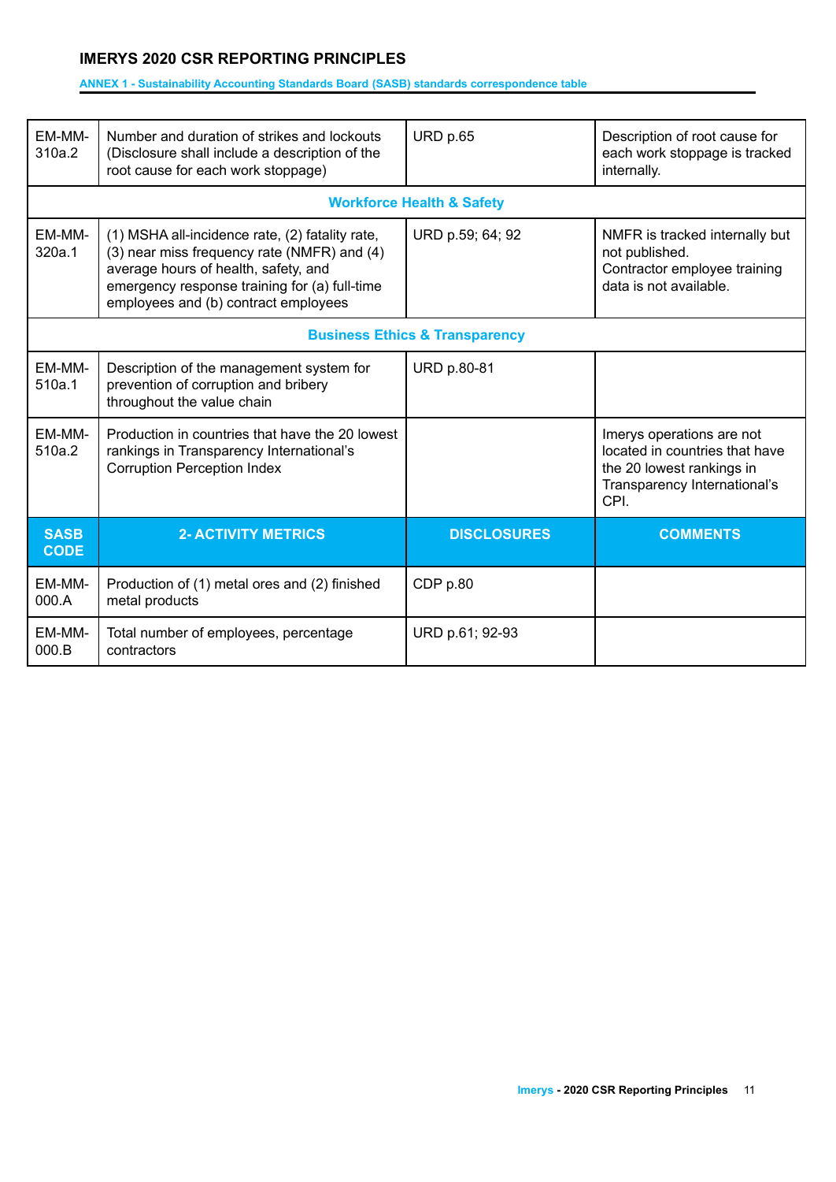**IMERYS 2020 CSR REPORTING PRINCIPLES**

**ANNEX 1 - Sustainability Accounting Standards Board (SASB) standards correspondence table**

| | | | |
|---|---|---|---|
| EM-MM-310a.2 | Number and duration of strikes and lockouts (Disclosure shall include a description of the root cause for each work stoppage) | URD p.65 | Description of root cause for each work stoppage is tracked internally. |
| **Workforce Health & Safety** | | | |
| EM-MM-320a.1 | (1) MSHA all-incidence rate, (2) fatality rate, (3) near miss frequency rate (NMFR) and (4) average hours of health, safety, and emergency response training for (a) full-time employees and (b) contract employees | URD p.59; 64; 92 | NMFR is tracked internally but not published. Contractor employee training data is not available. |
| **Business Ethics & Transparency** | | | |
| EM-MM-510a.1 | Description of the management system for prevention of corruption and bribery throughout the value chain | URD p.80-81 | |
| EM-MM-510a.2 | Production in countries that have the 20 lowest rankings in Transparency International's Corruption Perception Index | | Imerys operations are not located in countries that have the 20 lowest rankings in Transparency International's CPI. |
| **SASB CODE** | **2- ACTIVITY METRICS** | **DISCLOSURES** | **COMMENTS** |
| EM-MM-000.A | Production of (1) metal ores and (2) finished metal products | CDP p.80 | |
| EM-MM-000.B | Total number of employees, percentage contractors | URD p.61; 92-93 | |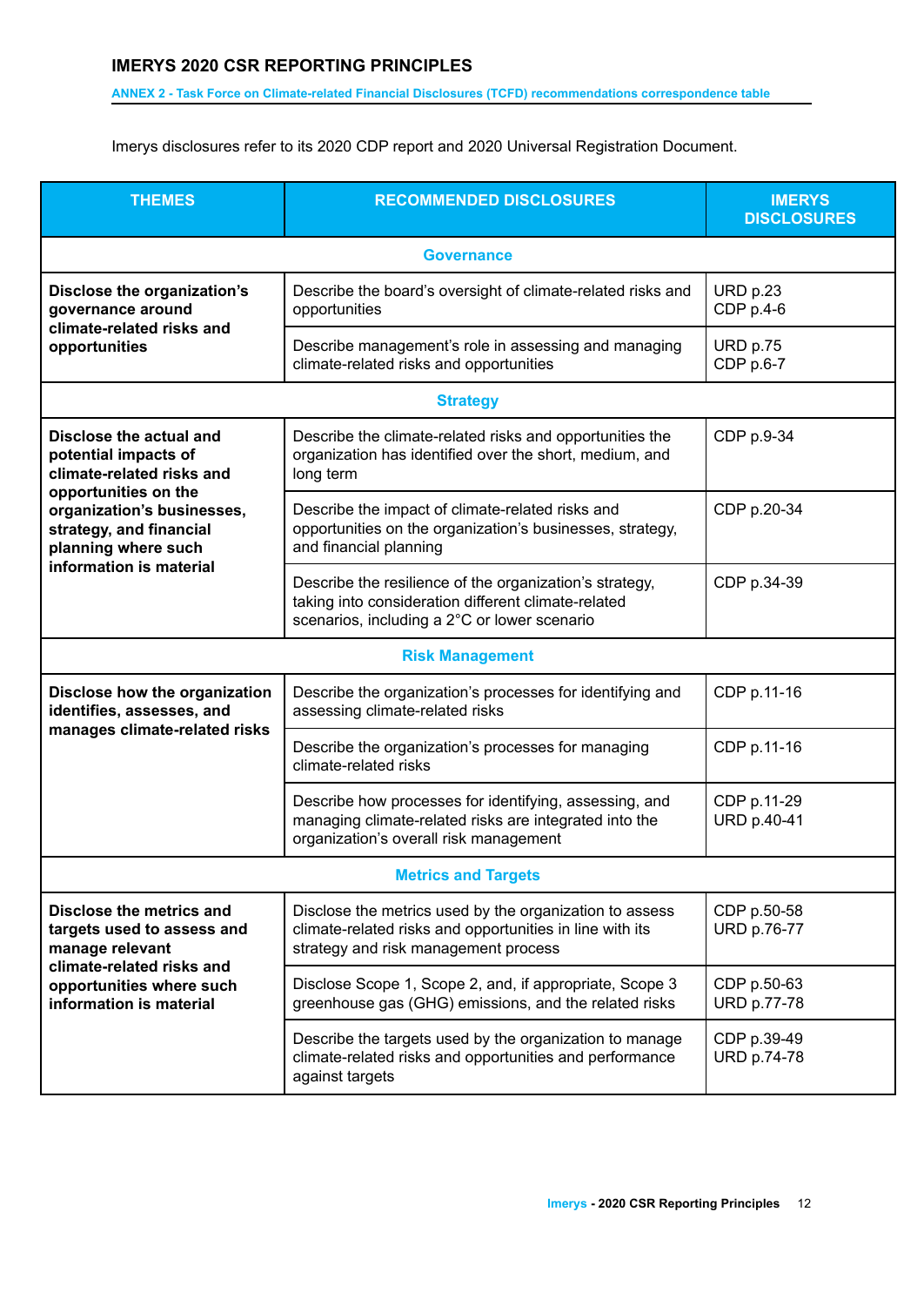# IMERYS 2020 CSR REPORTING PRINCIPLES

## ANNEX 2 - Task Force on Climate-related Financial Disclosures (TCFD) recommendations correspondence table

Imerys disclosures refer to its 2020 CDP report and 2020 Universal Registration Document.

| THEMES | RECOMMENDED DISCLOSURES | IMERYS DISCLOSURES |
|---|---|---|
| **Governance** | | |
| **Disclose the organization's governance around climate-related risks and opportunities** | Describe the board's oversight of climate-related risks and opportunities | URD p.23<br>CDP p.4-6 |
| | Describe management's role in assessing and managing climate-related risks and opportunities | URD p.75<br>CDP p.6-7 |
| **Strategy** | | |
| **Disclose the actual and potential impacts of climate-related risks and opportunities on the organization's businesses, strategy, and financial planning where such information is material** | Describe the climate-related risks and opportunities the organization has identified over the short, medium, and long term | CDP p.9-34 |
| | Describe the impact of climate-related risks and opportunities on the organization's businesses, strategy, and financial planning | CDP p.20-34 |
| | Describe the resilience of the organization's strategy, taking into consideration different climate-related scenarios, including a 2°C or lower scenario | CDP p.34-39 |
| **Risk Management** | | |
| **Disclose how the organization identifies, assesses, and manages climate-related risks** | Describe the organization's processes for identifying and assessing climate-related risks | CDP p.11-16 |
| | Describe the organization's processes for managing climate-related risks | CDP p.11-16 |
| | Describe how processes for identifying, assessing, and managing climate-related risks are integrated into the organization's overall risk management | CDP p.11-29<br>URD p.40-41 |
| **Metrics and Targets** | | |
| **Disclose the metrics and targets used to assess and manage relevant climate-related risks and opportunities where such information is material** | Disclose the metrics used by the organization to assess climate-related risks and opportunities in line with its strategy and risk management process | CDP p.50-58<br>URD p.76-77 |
| | Disclose Scope 1, Scope 2, and, if appropriate, Scope 3 greenhouse gas (GHG) emissions, and the related risks | CDP p.50-63<br>URD p.77-78 |
| | Describe the targets used by the organization to manage climate-related risks and opportunities and performance against targets | CDP p.39-49<br>URD p.74-78 |